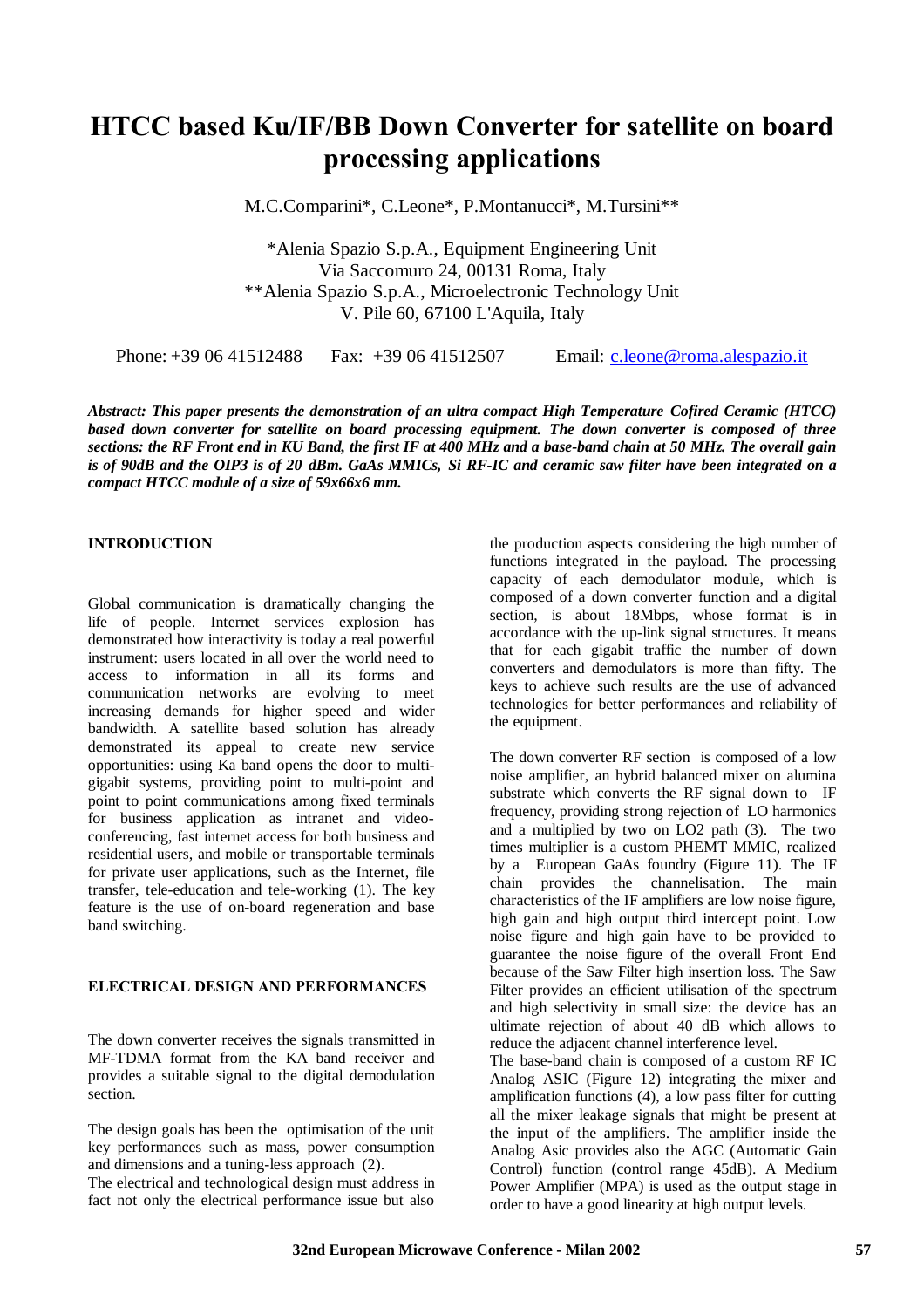# HTCC based Ku/IF/BB Down Converter for satellite on board processing applications

M.C.Comparini*, C.Leone*, P.Montanucci*, M.Tursini**

*Alenia Spazio S.p.A., Equipment Engineering Unit
Via Saccomuro 24, 00131 Roma, Italy
**Alenia Spazio S.p.A., Microelectronic Technology Unit
V. Pile 60, 67100 L'Aquila, Italy

Phone: +39 06 41512488 Fax: +39 06 41512507 Email: c.leone@roma.alespazio.it

***Abstract: This paper presents the demonstration of an ultra compact High Temperature Cofired Ceramic (HTCC) based down converter for satellite on board processing equipment. The down converter is composed of three sections: the RF Front end in KU Band, the first IF at 400 MHz and a base-band chain at 50 MHz. The overall gain is of 90dB and the OIP3 is of 20 dBm. GaAs MMICs, Si RF-IC and ceramic saw filter have been integrated on a compact HTCC module of a size of 59x66x6 mm.***

## INTRODUCTION

Global communication is dramatically changing the life of people. Internet services explosion has demonstrated how interactivity is today a real powerful instrument: users located in all over the world need to access to information in all its forms and communication networks are evolving to meet increasing demands for higher speed and wider bandwidth. A satellite based solution has already demonstrated its appeal to create new service opportunities: using Ka band opens the door to multi-gigabit systems, providing point to multi-point and point to point communications among fixed terminals for business application as intranet and video-conferencing, fast internet access for both business and residential users, and mobile or transportable terminals for private user applications, such as the Internet, file transfer, tele-education and tele-working (1). The key feature is the use of on-board regeneration and base band switching.

## ELECTRICAL DESIGN AND PERFORMANCES

The down converter receives the signals transmitted in MF-TDMA format from the KA band receiver and provides a suitable signal to the digital demodulation section.

The design goals has been the optimisation of the unit key performances such as mass, power consumption and dimensions and a tuning-less approach (2).
The electrical and technological design must address in fact not only the electrical performance issue but also the production aspects considering the high number of functions integrated in the payload. The processing capacity of each demodulator module, which is composed of a down converter function and a digital section, is about 18Mbps, whose format is in accordance with the up-link signal structures. It means that for each gigabit traffic the number of down converters and demodulators is more than fifty. The keys to achieve such results are the use of advanced technologies for better performances and reliability of the equipment.

The down converter RF section is composed of a low noise amplifier, an hybrid balanced mixer on alumina substrate which converts the RF signal down to IF frequency, providing strong rejection of LO harmonics and a multiplied by two on LO2 path (3). The two times multiplier is a custom PHEMT MMIC, realized by a European GaAs foundry (Figure 11). The IF chain provides the channelisation. The main characteristics of the IF amplifiers are low noise figure, high gain and high output third intercept point. Low noise figure and high gain have to be provided to guarantee the noise figure of the overall Front End because of the Saw Filter high insertion loss. The Saw Filter provides an efficient utilisation of the spectrum and high selectivity in small size: the device has an ultimate rejection of about 40 dB which allows to reduce the adjacent channel interference level.
The base-band chain is composed of a custom RF IC Analog ASIC (Figure 12) integrating the mixer and amplification functions (4), a low pass filter for cutting all the mixer leakage signals that might be present at the input of the amplifiers. The amplifier inside the Analog Asic provides also the AGC (Automatic Gain Control) function (control range 45dB). A Medium Power Amplifier (MPA) is used as the output stage in order to have a good linearity at high output levels.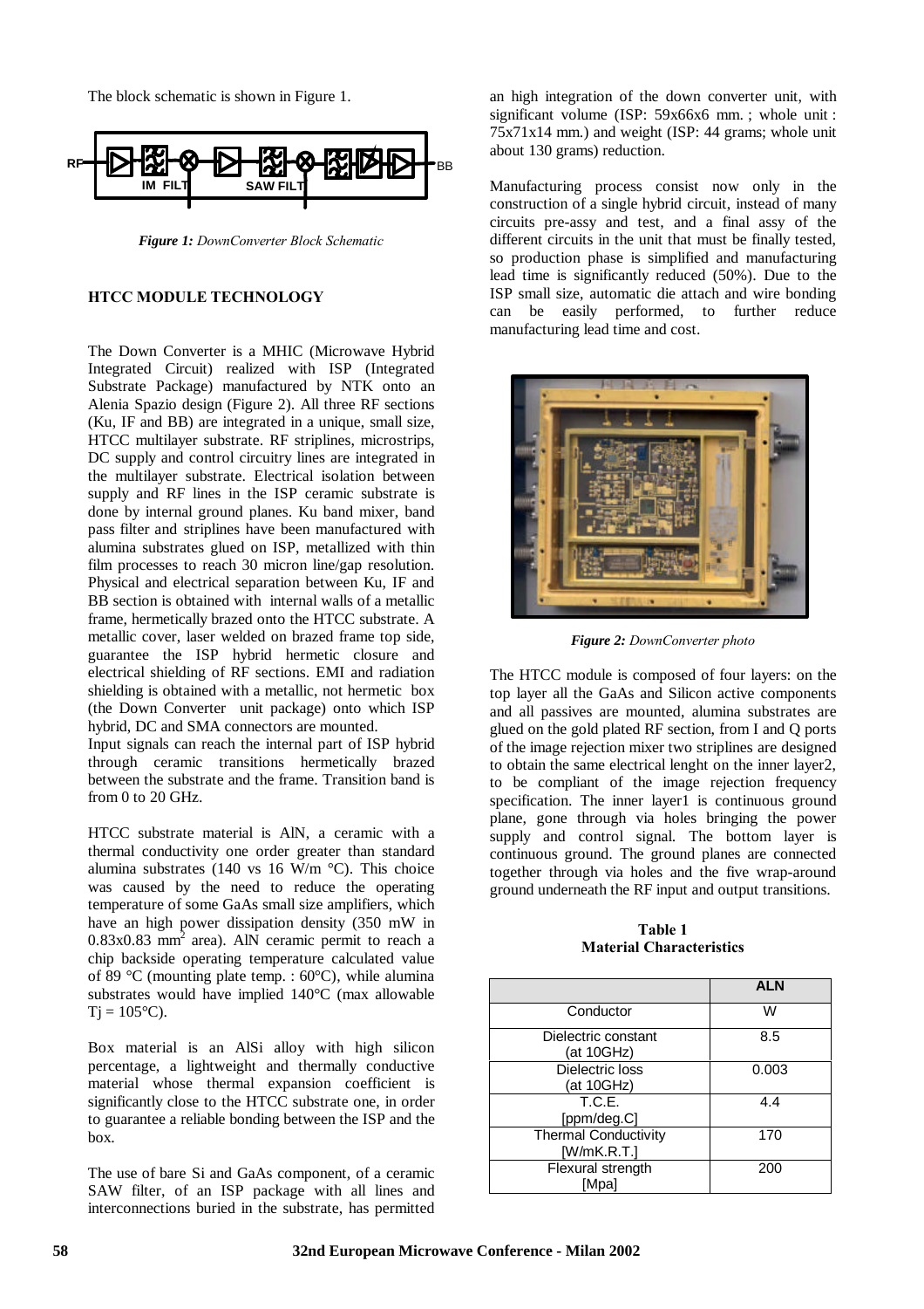The block schematic is shown in Figure 1.

RF | IM FILT | SAW FILT | BB

***Figure 1:*** *DownConverter Block Schematic*

## HTCC MODULE TECHNOLOGY

The Down Converter is a MHIC (Microwave Hybrid Integrated Circuit) realized with ISP (Integrated Substrate Package) manufactured by NTK onto an Alenia Spazio design (Figure 2). All three RF sections (Ku, IF and BB) are integrated in a unique, small size, HTCC multilayer substrate. RF striplines, microstrips, DC supply and control circuitry lines are integrated in the multilayer substrate. Electrical isolation between supply and RF lines in the ISP ceramic substrate is done by internal ground planes. Ku band mixer, band pass filter and striplines have been manufactured with alumina substrates glued on ISP, metallized with thin film processes to reach 30 micron line/gap resolution. Physical and electrical separation between Ku, IF and BB section is obtained with internal walls of a metallic frame, hermetically brazed onto the HTCC substrate. A metallic cover, laser welded on brazed frame top side, guarantee the ISP hybrid hermetic closure and electrical shielding of RF sections. EMI and radiation shielding is obtained with a metallic, not hermetic box (the Down Converter unit package) onto which ISP hybrid, DC and SMA connectors are mounted.
Input signals can reach the internal part of ISP hybrid through ceramic transitions hermetically brazed between the substrate and the frame. Transition band is from 0 to 20 GHz.

HTCC substrate material is AlN, a ceramic with a thermal conductivity one order greater than standard alumina substrates (140 vs 16 W/m °C). This choice was caused by the need to reduce the operating temperature of some GaAs small size amplifiers, which have an high power dissipation density (350 mW in 0.83x0.83 $mm^2$ area). AlN ceramic permit to reach a chip backside operating temperature calculated value of 89 °C (mounting plate temp. : 60°C), while alumina substrates would have implied 140°C (max allowable $T_j$ = 105°C).

Box material is an AlSi alloy with high silicon percentage, a lightweight and thermally conductive material whose thermal expansion coefficient is significantly close to the HTCC substrate one, in order to guarantee a reliable bonding between the ISP and the box.

The use of bare Si and GaAs component, of a ceramic SAW filter, of an ISP package with all lines and interconnections buried in the substrate, has permitted an high integration of the down converter unit, with significant volume (ISP: 59x66x6 mm. ; whole unit : 75x71x14 mm.) and weight (ISP: 44 grams; whole unit about 130 grams) reduction.

Manufacturing process consist now only in the construction of a single hybrid circuit, instead of many circuits pre-assy and test, and a final assy of the different circuits in the unit that must be finally tested, so production phase is simplified and manufacturing lead time is significantly reduced (50%). Due to the ISP small size, automatic die attach and wire bonding can be easily performed, to further reduce manufacturing lead time and cost.

***Figure 2:*** *DownConverter photo*

The HTCC module is composed of four layers: on the top layer all the GaAs and Silicon active components and all passives are mounted, alumina substrates are glued on the gold plated RF section, from I and Q ports of the image rejection mixer two striplines are designed to obtain the same electrical lenght on the inner layer2, to be compliant of the image rejection frequency specification. The inner layer1 is continuous ground plane, gone through via holes bringing the power supply and control signal. The bottom layer is continuous ground. The ground planes are connected together through via holes and the five wrap-around ground underneath the RF input and output transitions.

**Table 1**
**Material Characteristics**

| | ALN |
|---|---|
| Conductor | W |
| Dielectric constant (at 10GHz) | 8.5 |
| Dielectric loss (at 10GHz) | 0.003 |
| T.C.E. [ppm/deg.C] | 4.4 |
| Thermal Conductivity [W/mK.R.T.] | 170 |
| Flexural strength [Mpa] | 200 |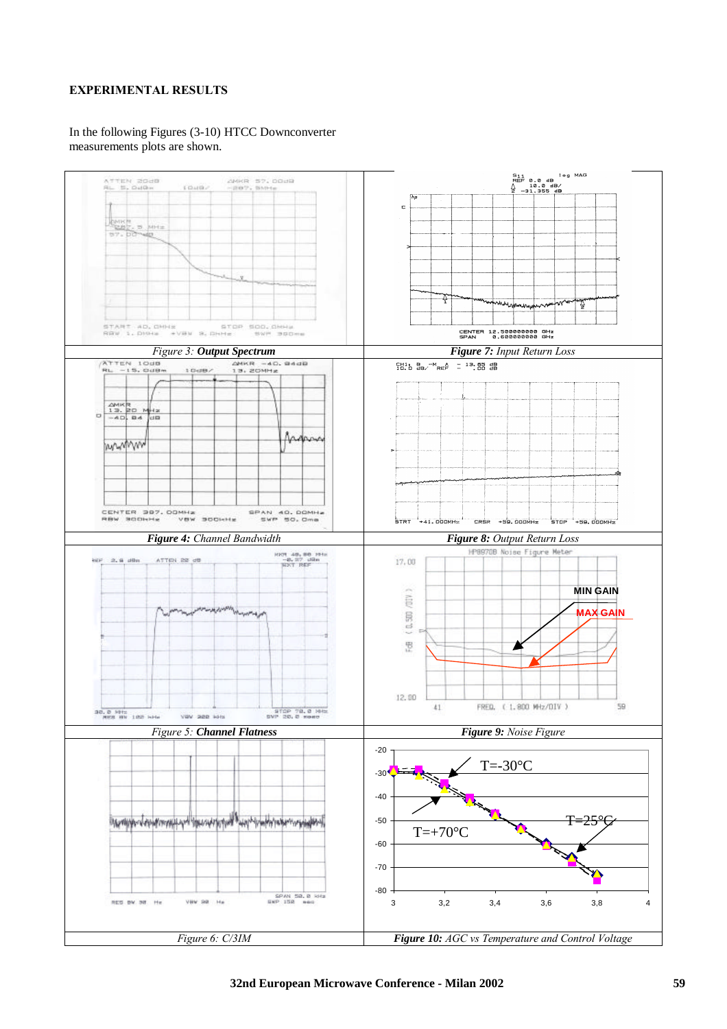## EXPERIMENTAL RESULTS

In the following Figures (3-10) HTCC Downconverter measurements plots are shown.

*Figure 3:* ***Output Spectrum***

***Figure 7:*** *Input Return Loss*

***Figure 4:*** *Channel Bandwidth*

***Figure 8:*** *Output Return Loss*

*Figure 5:* ***Channel Flatness***

***Figure 9:*** *Noise Figure*

*Figure 6: C/3IM*

***Figure 10:*** *AGC vs Temperature and Control Voltage*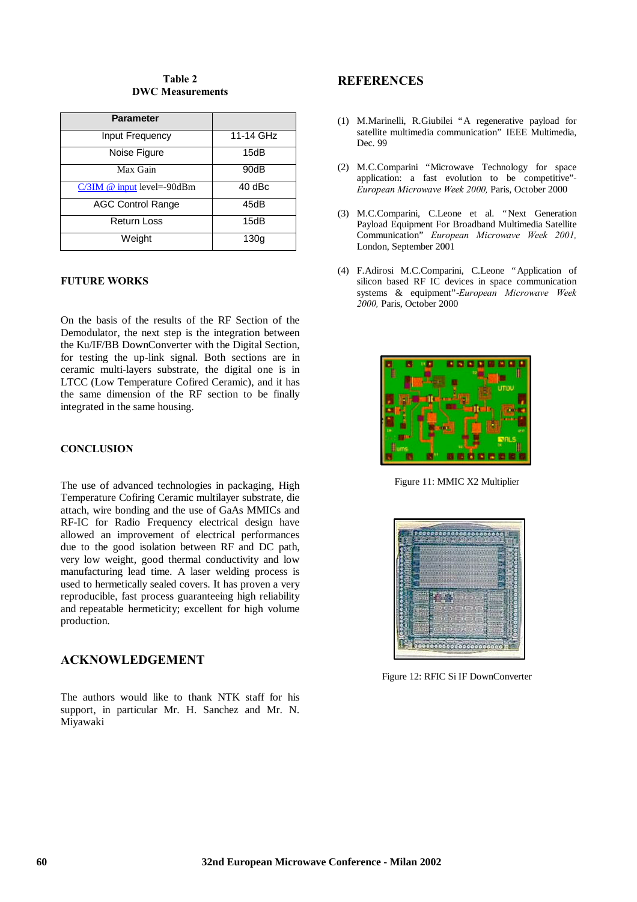**Table 2**
**DWC Measurements**

| Parameter | |
|---|---|
| Input Frequency | 11-14 GHz |
| Noise Figure | 15dB |
| Max Gain | 90dB |
| C/3IM @ input level=-90dBm | 40 dBc |
| AGC Control Range | 45dB |
| Return Loss | 15dB |
| Weight | 130g |

**FUTURE WORKS**

On the basis of the results of the RF Section of the Demodulator, the next step is the integration between the Ku/IF/BB DownConverter with the Digital Section, for testing the up-link signal. Both sections are in ceramic multi-layers substrate, the digital one is in LTCC (Low Temperature Cofired Ceramic), and it has the same dimension of the RF section to be finally integrated in the same housing.

**CONCLUSION**

The use of advanced technologies in packaging, High Temperature Cofiring Ceramic multilayer substrate, die attach, wire bonding and the use of GaAs MMICs and RF-IC for Radio Frequency electrical design have allowed an improvement of electrical performances due to the good isolation between RF and DC path, very low weight, good thermal conductivity and low manufacturing lead time. A laser welding process is used to hermetically sealed covers. It has proven a very reproducible, fast process guaranteeing high reliability and repeatable hermeticity; excellent for high volume production.

## ACKNOWLEDGEMENT

The authors would like to thank NTK staff for his support, in particular Mr. H. Sanchez and Mr. N. Miyawaki

## REFERENCES

(1) M.Marinelli, R.Giubilei "A regenerative payload for satellite multimedia communication" IEEE Multimedia, Dec. 99

(2) M.C.Comparini "Microwave Technology for space application: a fast evolution to be competitive"- *European Microwave Week 2000,* Paris, October 2000

(3) M.C.Comparini, C.Leone et al. "Next Generation Payload Equipment For Broadband Multimedia Satellite Communication" *European Microwave Week 2001,* London, September 2001

(4) F.Adirosi M.C.Comparini, C.Leone "Application of silicon based RF IC devices in space communication systems & equipment"-*European Microwave Week 2000,* Paris, October 2000

Figure 11: MMIC X2 Multiplier

Figure 12: RFIC Si IF DownConverter